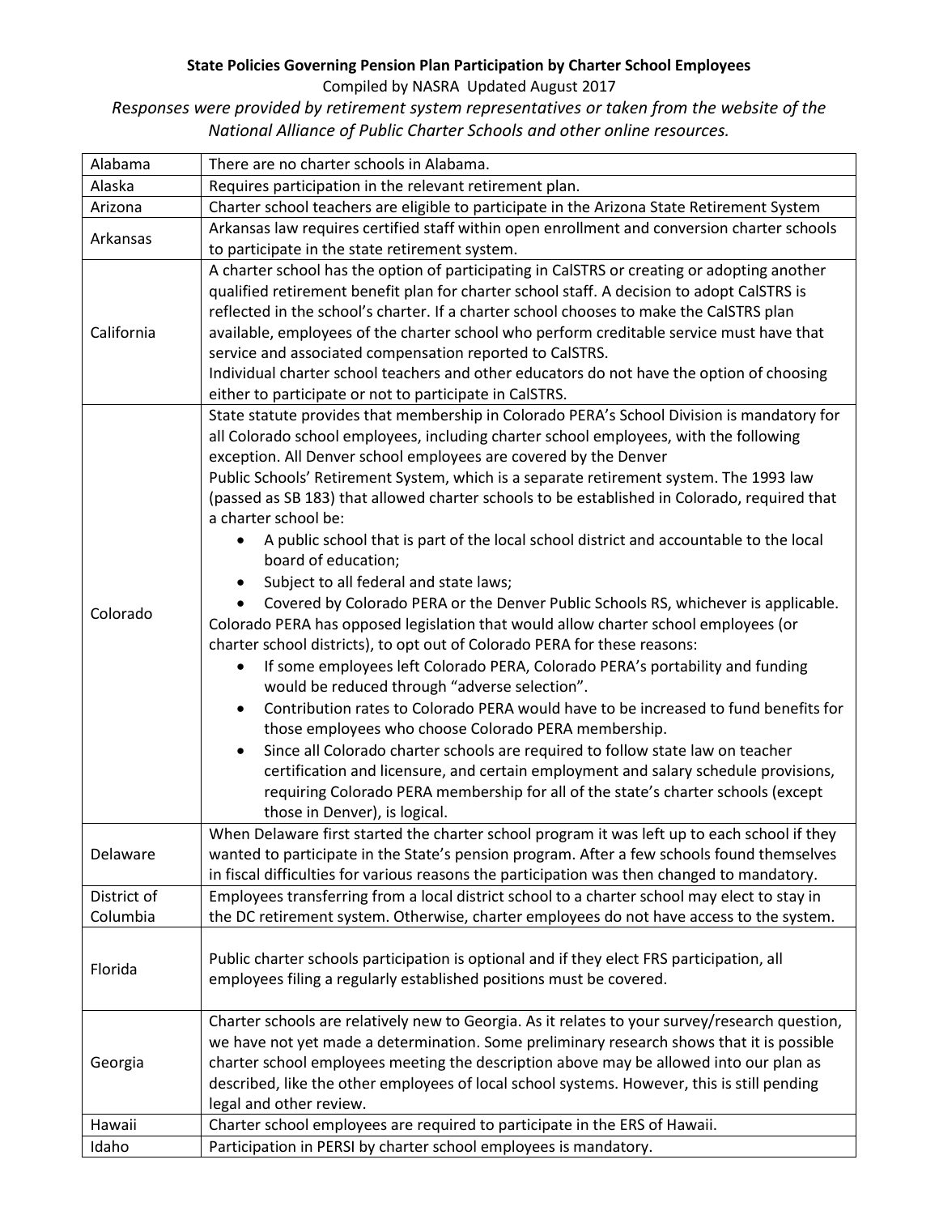**State Policies Governing Pension Plan Participation by Charter School Employees**

Compiled by NASRA Updated August 2017

*Responses were provided by retirement system representatives or taken from the website of the National Alliance of Public Charter Schools and other online resources.*

| | |
|---|---|
| Alabama | There are no charter schools in Alabama. |
| Alaska | Requires participation in the relevant retirement plan. |
| Arizona | Charter school teachers are eligible to participate in the Arizona State Retirement System |
| Arkansas | Arkansas law requires certified staff within open enrollment and conversion charter schools to participate in the state retirement system. |
| California | A charter school has the option of participating in CalSTRS or creating or adopting another qualified retirement benefit plan for charter school staff. A decision to adopt CalSTRS is reflected in the school's charter. If a charter school chooses to make the CalSTRS plan available, employees of the charter school who perform creditable service must have that service and associated compensation reported to CalSTRS.<br>Individual charter school teachers and other educators do not have the option of choosing either to participate or not to participate in CalSTRS. |
| Colorado | State statute provides that membership in Colorado PERA's School Division is mandatory for all Colorado school employees, including charter school employees, with the following exception. All Denver school employees are covered by the Denver Public Schools' Retirement System, which is a separate retirement system. The 1993 law (passed as SB 183) that allowed charter schools to be established in Colorado, required that a charter school be:<br>• A public school that is part of the local school district and accountable to the local board of education;<br>• Subject to all federal and state laws;<br>• Covered by Colorado PERA or the Denver Public Schools RS, whichever is applicable.<br>Colorado PERA has opposed legislation that would allow charter school employees (or charter school districts), to opt out of Colorado PERA for these reasons:<br>• If some employees left Colorado PERA, Colorado PERA's portability and funding would be reduced through "adverse selection".<br>• Contribution rates to Colorado PERA would have to be increased to fund benefits for those employees who choose Colorado PERA membership.<br>• Since all Colorado charter schools are required to follow state law on teacher certification and licensure, and certain employment and salary schedule provisions, requiring Colorado PERA membership for all of the state's charter schools (except those in Denver), is logical. |
| Delaware | When Delaware first started the charter school program it was left up to each school if they wanted to participate in the State's pension program. After a few schools found themselves in fiscal difficulties for various reasons the participation was then changed to mandatory. |
| District of Columbia | Employees transferring from a local district school to a charter school may elect to stay in the DC retirement system. Otherwise, charter employees do not have access to the system. |
| Florida | Public charter schools participation is optional and if they elect FRS participation, all employees filing a regularly established positions must be covered. |
| Georgia | Charter schools are relatively new to Georgia. As it relates to your survey/research question, we have not yet made a determination. Some preliminary research shows that it is possible charter school employees meeting the description above may be allowed into our plan as described, like the other employees of local school systems. However, this is still pending legal and other review. |
| Hawaii | Charter school employees are required to participate in the ERS of Hawaii. |
| Idaho | Participation in PERSI by charter school employees is mandatory. |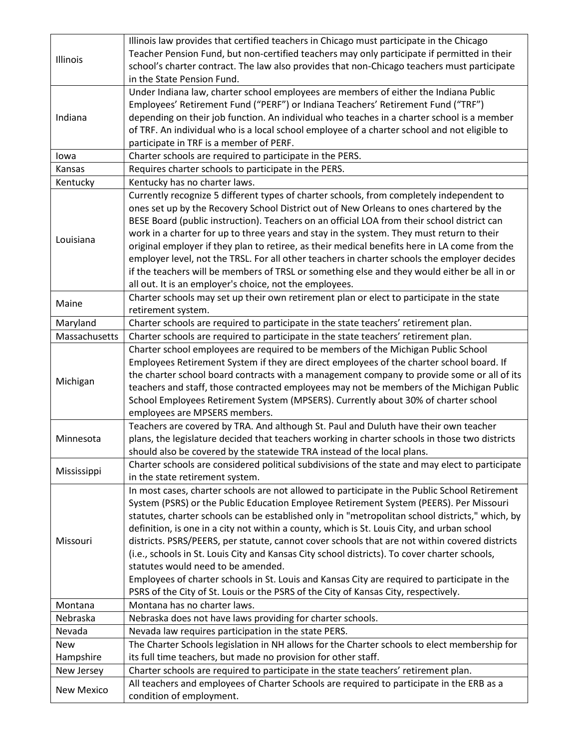| | |
|---|---|
| Illinois | Illinois law provides that certified teachers in Chicago must participate in the Chicago Teacher Pension Fund, but non-certified teachers may only participate if permitted in their school's charter contract. The law also provides that non-Chicago teachers must participate in the State Pension Fund. |
| Indiana | Under Indiana law, charter school employees are members of either the Indiana Public Employees' Retirement Fund ("PERF") or Indiana Teachers' Retirement Fund ("TRF") depending on their job function. An individual who teaches in a charter school is a member of TRF. An individual who is a local school employee of a charter school and not eligible to participate in TRF is a member of PERF. |
| Iowa | Charter schools are required to participate in the PERS. |
| Kansas | Requires charter schools to participate in the PERS. |
| Kentucky | Kentucky has no charter laws. |
| Louisiana | Currently recognize 5 different types of charter schools, from completely independent to ones set up by the Recovery School District out of New Orleans to ones chartered by the BESE Board (public instruction). Teachers on an official LOA from their school district can work in a charter for up to three years and stay in the system. They must return to their original employer if they plan to retiree, as their medical benefits here in LA come from the employer level, not the TRSL. For all other teachers in charter schools the employer decides if the teachers will be members of TRSL or something else and they would either be all in or all out. It is an employer's choice, not the employees. |
| Maine | Charter schools may set up their own retirement plan or elect to participate in the state retirement system. |
| Maryland | Charter schools are required to participate in the state teachers' retirement plan. |
| Massachusetts | Charter schools are required to participate in the state teachers' retirement plan. |
| Michigan | Charter school employees are required to be members of the Michigan Public School Employees Retirement System if they are direct employees of the charter school board. If the charter school board contracts with a management company to provide some or all of its teachers and staff, those contracted employees may not be members of the Michigan Public School Employees Retirement System (MPSERS). Currently about 30% of charter school employees are MPSERS members. |
| Minnesota | Teachers are covered by TRA. And although St. Paul and Duluth have their own teacher plans, the legislature decided that teachers working in charter schools in those two districts should also be covered by the statewide TRA instead of the local plans. |
| Mississippi | Charter schools are considered political subdivisions of the state and may elect to participate in the state retirement system. |
| Missouri | In most cases, charter schools are not allowed to participate in the Public School Retirement System (PSRS) or the Public Education Employee Retirement System (PEERS). Per Missouri statutes, charter schools can be established only in "metropolitan school districts," which, by definition, is one in a city not within a county, which is St. Louis City, and urban school districts. PSRS/PEERS, per statute, cannot cover schools that are not within covered districts (i.e., schools in St. Louis City and Kansas City school districts). To cover charter schools, statutes would need to be amended.<br>Employees of charter schools in St. Louis and Kansas City are required to participate in the PSRS of the City of St. Louis or the PSRS of the City of Kansas City, respectively. |
| Montana | Montana has no charter laws. |
| Nebraska | Nebraska does not have laws providing for charter schools. |
| Nevada | Nevada law requires participation in the state PERS. |
| New Hampshire | The Charter Schools legislation in NH allows for the Charter schools to elect membership for its full time teachers, but made no provision for other staff. |
| New Jersey | Charter schools are required to participate in the state teachers' retirement plan. |
| New Mexico | All teachers and employees of Charter Schools are required to participate in the ERB as a condition of employment. |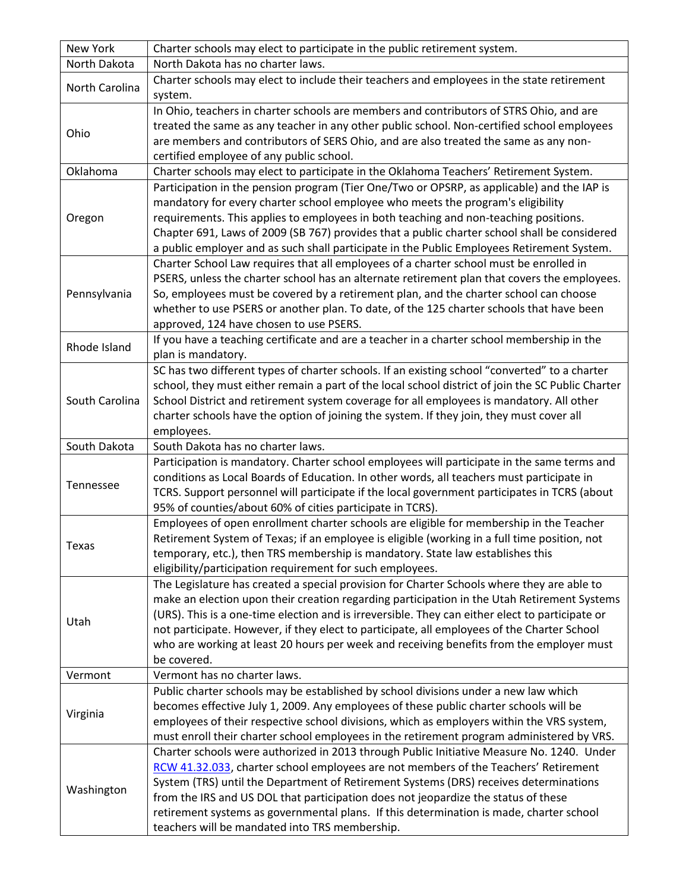| | |
|---|---|
| New York | Charter schools may elect to participate in the public retirement system. |
| North Dakota | North Dakota has no charter laws. |
| North Carolina | Charter schools may elect to include their teachers and employees in the state retirement system. |
| Ohio | In Ohio, teachers in charter schools are members and contributors of STRS Ohio, and are treated the same as any teacher in any other public school. Non-certified school employees are members and contributors of SERS Ohio, and are also treated the same as any non-certified employee of any public school. |
| Oklahoma | Charter schools may elect to participate in the Oklahoma Teachers' Retirement System. |
| Oregon | Participation in the pension program (Tier One/Two or OPSRP, as applicable) and the IAP is mandatory for every charter school employee who meets the program's eligibility requirements. This applies to employees in both teaching and non-teaching positions. Chapter 691, Laws of 2009 (SB 767) provides that a public charter school shall be considered a public employer and as such shall participate in the Public Employees Retirement System. |
| Pennsylvania | Charter School Law requires that all employees of a charter school must be enrolled in PSERS, unless the charter school has an alternate retirement plan that covers the employees. So, employees must be covered by a retirement plan, and the charter school can choose whether to use PSERS or another plan. To date, of the 125 charter schools that have been approved, 124 have chosen to use PSERS. |
| Rhode Island | If you have a teaching certificate and are a teacher in a charter school membership in the plan is mandatory. |
| South Carolina | SC has two different types of charter schools. If an existing school "converted" to a charter school, they must either remain a part of the local school district of join the SC Public Charter School District and retirement system coverage for all employees is mandatory. All other charter schools have the option of joining the system. If they join, they must cover all employees. |
| South Dakota | South Dakota has no charter laws. |
| Tennessee | Participation is mandatory. Charter school employees will participate in the same terms and conditions as Local Boards of Education. In other words, all teachers must participate in TCRS. Support personnel will participate if the local government participates in TCRS (about 95% of counties/about 60% of cities participate in TCRS). |
| Texas | Employees of open enrollment charter schools are eligible for membership in the Teacher Retirement System of Texas; if an employee is eligible (working in a full time position, not temporary, etc.), then TRS membership is mandatory. State law establishes this eligibility/participation requirement for such employees. |
| Utah | The Legislature has created a special provision for Charter Schools where they are able to make an election upon their creation regarding participation in the Utah Retirement Systems (URS). This is a one-time election and is irreversible. They can either elect to participate or not participate. However, if they elect to participate, all employees of the Charter School who are working at least 20 hours per week and receiving benefits from the employer must be covered. |
| Vermont | Vermont has no charter laws. |
| Virginia | Public charter schools may be established by school divisions under a new law which becomes effective July 1, 2009. Any employees of these public charter schools will be employees of their respective school divisions, which as employers within the VRS system, must enroll their charter school employees in the retirement program administered by VRS. |
| Washington | Charter schools were authorized in 2013 through Public Initiative Measure No. 1240. Under RCW 41.32.033, charter school employees are not members of the Teachers' Retirement System (TRS) until the Department of Retirement Systems (DRS) receives determinations from the IRS and US DOL that participation does not jeopardize the status of these retirement systems as governmental plans. If this determination is made, charter school teachers will be mandated into TRS membership. |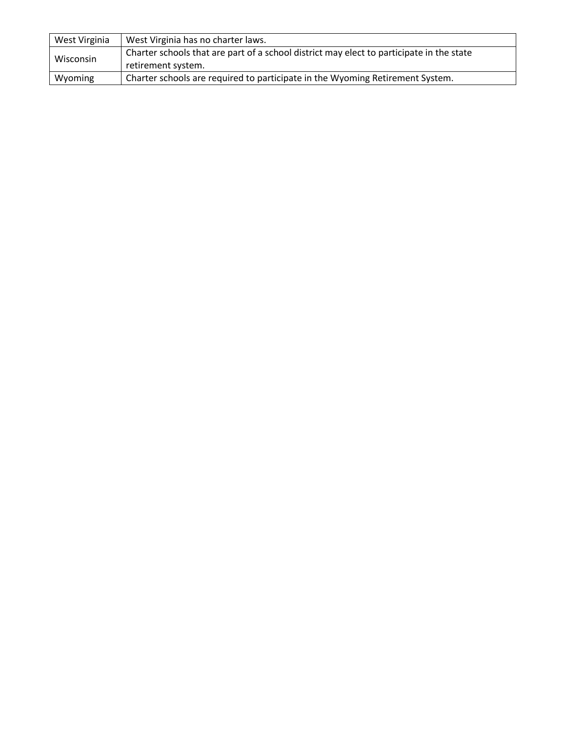| | |
|---|---|
| West Virginia | West Virginia has no charter laws. |
| Wisconsin | Charter schools that are part of a school district may elect to participate in the state retirement system. |
| Wyoming | Charter schools are required to participate in the Wyoming Retirement System. |